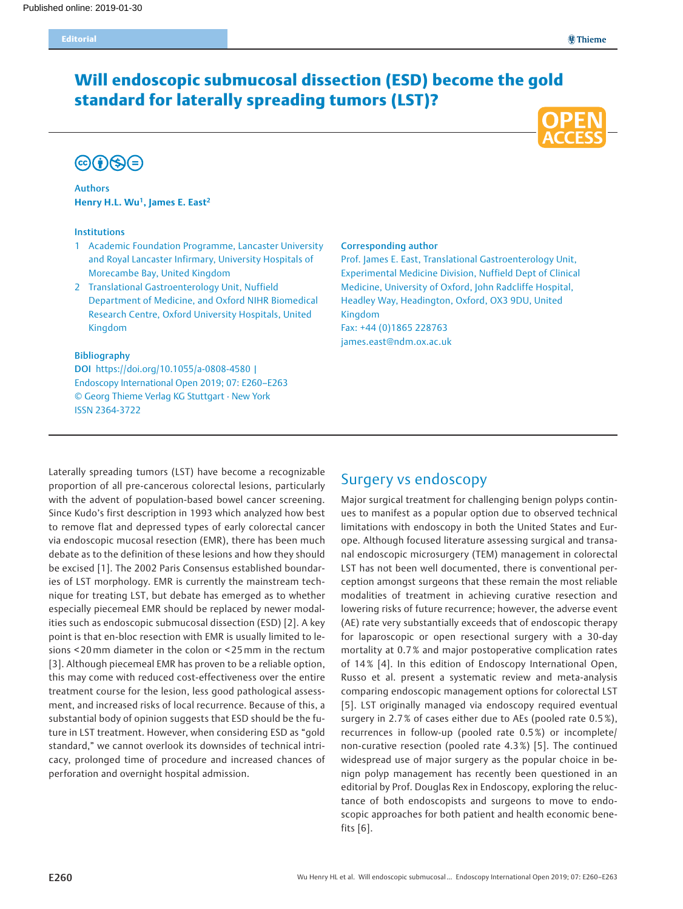Published online: 2019-01-30

Editorial

# Will endoscopic submucosal dissection (ESD) become the gold standard for laterally spreading tumors (LST)?

**Authors**

**Henry H.L. Wu[1], James E. East[2]**

**Institutions**

1. Academic Foundation Programme, Lancaster University and Royal Lancaster Infirmary, University Hospitals of Morecambe Bay, United Kingdom
2. Translational Gastroenterology Unit, Nuffield Department of Medicine, and Oxford NIHR Biomedical Research Centre, Oxford University Hospitals, United Kingdom

**Bibliography**

DOI https://doi.org/10.1055/a-0808-4580 |
Endoscopy International Open 2019; 07: E260–E263
© Georg Thieme Verlag KG Stuttgart · New York
ISSN 2364-3722

**Corresponding author**

Prof. James E. East, Translational Gastroenterology Unit, Experimental Medicine Division, Nuffield Dept of Clinical Medicine, University of Oxford, John Radcliffe Hospital, Headley Way, Headington, Oxford, OX3 9DU, United Kingdom
Fax: +44 (0)1865 228763
james.east@ndm.ox.ac.uk

Laterally spreading tumors (LST) have become a recognizable proportion of all pre-cancerous colorectal lesions, particularly with the advent of population-based bowel cancer screening. Since Kudo's first description in 1993 which analyzed how best to remove flat and depressed types of early colorectal cancer via endoscopic mucosal resection (EMR), there has been much debate as to the definition of these lesions and how they should be excised [1]. The 2002 Paris Consensus established boundaries of LST morphology. EMR is currently the mainstream technique for treating LST, but debate has emerged as to whether especially piecemeal EMR should be replaced by newer modalities such as endoscopic submucosal dissection (ESD) [2]. A key point is that en-bloc resection with EMR is usually limited to lesions <20 mm diameter in the colon or <25 mm in the rectum [3]. Although piecemeal EMR has proven to be a reliable option, this may come with reduced cost-effectiveness over the entire treatment course for the lesion, less good pathological assessment, and increased risks of local recurrence. Because of this, a substantial body of opinion suggests that ESD should be the future in LST treatment. However, when considering ESD as "gold standard," we cannot overlook its downsides of technical intricacy, prolonged time of procedure and increased chances of perforation and overnight hospital admission.

## Surgery vs endoscopy

Major surgical treatment for challenging benign polyps continues to manifest as a popular option due to observed technical limitations with endoscopy in both the United States and Europe. Although focused literature assessing surgical and transanal endoscopic microsurgery (TEM) management in colorectal LST has not been well documented, there is conventional perception amongst surgeons that these remain the most reliable modalities of treatment in achieving curative resection and lowering risks of future recurrence; however, the adverse event (AE) rate very substantially exceeds that of endoscopic therapy for laparoscopic or open resectional surgery with a 30-day mortality at 0.7% and major postoperative complication rates of 14% [4]. In this edition of Endoscopy International Open, Russo et al. present a systematic review and meta-analysis comparing endoscopic management options for colorectal LST [5]. LST originally managed via endoscopy required eventual surgery in 2.7% of cases either due to AEs (pooled rate 0.5%), recurrences in follow-up (pooled rate 0.5%) or incomplete/non-curative resection (pooled rate 4.3%) [5]. The continued widespread use of major surgery as the popular choice in benign polyp management has recently been questioned in an editorial by Prof. Douglas Rex in Endoscopy, exploring the reluctance of both endoscopists and surgeons to move to endoscopic approaches for both patient and health economic benefits [6].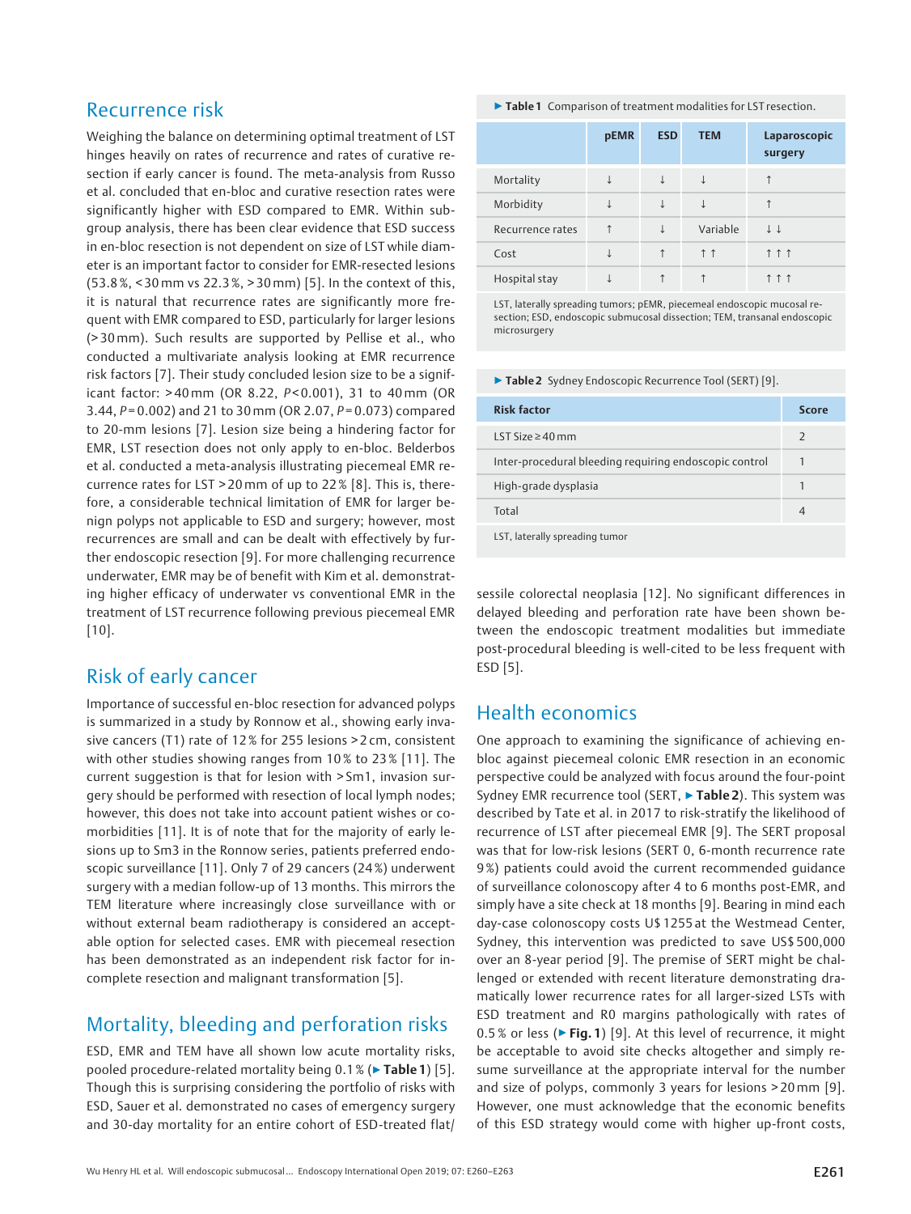## Recurrence risk

Weighing the balance on determining optimal treatment of LST hinges heavily on rates of recurrence and rates of curative resection if early cancer is found. The meta-analysis from Russo et al. concluded that en-bloc and curative resection rates were significantly higher with ESD compared to EMR. Within subgroup analysis, there has been clear evidence that ESD success in en-bloc resection is not dependent on size of LST while diameter is an important factor to consider for EMR-resected lesions (53.8 %, <30 mm vs 22.3 %, >30 mm) [5]. In the context of this, it is natural that recurrence rates are significantly more frequent with EMR compared to ESD, particularly for larger lesions (>30 mm). Such results are supported by Pellise et al., who conducted a multivariate analysis looking at EMR recurrence risk factors [7]. Their study concluded lesion size to be a significant factor: >40 mm (OR 8.22, $P<0.001$), 31 to 40 mm (OR 3.44, $P=0.002$) and 21 to 30 mm (OR 2.07, $P=0.073$) compared to 20-mm lesions [7]. Lesion size being a hindering factor for EMR, LST resection does not only apply to en-bloc. Belderbos et al. conducted a meta-analysis illustrating piecemeal EMR recurrence rates for LST >20 mm of up to 22 % [8]. This is, therefore, a considerable technical limitation of EMR for larger benign polyps not applicable to ESD and surgery; however, most recurrences are small and can be dealt with effectively by further endoscopic resection [9]. For more challenging recurrence underwater, EMR may be of benefit with Kim et al. demonstrating higher efficacy of underwater vs conventional EMR in the treatment of LST recurrence following previous piecemeal EMR [10].

## Risk of early cancer

Importance of successful en-bloc resection for advanced polyps is summarized in a study by Ronnow et al., showing early invasive cancers (T1) rate of 12 % for 255 lesions >2 cm, consistent with other studies showing ranges from 10 % to 23 % [11]. The current suggestion is that for lesion with >Sm1, invasion surgery should be performed with resection of local lymph nodes; however, this does not take into account patient wishes or comorbidities [11]. It is of note that for the majority of early lesions up to Sm3 in the Ronnow series, patients preferred endoscopic surveillance [11]. Only 7 of 29 cancers (24 %) underwent surgery with a median follow-up of 13 months. This mirrors the TEM literature where increasingly close surveillance with or without external beam radiotherapy is considered an acceptable option for selected cases. EMR with piecemeal resection has been demonstrated as an independent risk factor for incomplete resection and malignant transformation [5].

## Mortality, bleeding and perforation risks

ESD, EMR and TEM have all shown low acute mortality risks, pooled procedure-related mortality being 0.1 % (▶ **Table 1**) [5]. Though this is surprising considering the portfolio of risks with ESD, Sauer et al. demonstrated no cases of emergency surgery and 30-day mortality for an entire cohort of ESD-treated flat/sessile colorectal neoplasia [12]. No significant differences in delayed bleeding and perforation rate have been shown between the endoscopic treatment modalities but immediate post-procedural bleeding is well-cited to be less frequent with ESD [5].

▶ **Table 1** Comparison of treatment modalities for LST resection.

| | pEMR | ESD | TEM | Laparoscopic surgery |
|---|---|---|---|---|
| Mortality | ↓ | ↓ | ↓ | ↑ |
| Morbidity | ↓ | ↓ | ↓ | ↑ |
| Recurrence rates | ↑ | ↓ | Variable | ↓↓ |
| Cost | ↓ | ↑ | ↑↑ | ↑↑↑ |
| Hospital stay | ↓ | ↑ | ↑ | ↑↑↑ |

LST, laterally spreading tumors; pEMR, piecemeal endoscopic mucosal resection; ESD, endoscopic submucosal dissection; TEM, transanal endoscopic microsurgery

▶ **Table 2** Sydney Endoscopic Recurrence Tool (SERT) [9].

| Risk factor | Score |
|---|---|
| LST Size ≥ 40 mm | 2 |
| Inter-procedural bleeding requiring endoscopic control | 1 |
| High-grade dysplasia | 1 |
| Total | 4 |

LST, laterally spreading tumor

## Health economics

One approach to examining the significance of achieving en-bloc against piecemeal colonic EMR resection in an economic perspective could be analyzed with focus around the four-point Sydney EMR recurrence tool (SERT, ▶ **Table 2**). This system was described by Tate et al. in 2017 to risk-stratify the likelihood of recurrence of LST after piecemeal EMR [9]. The SERT proposal was that for low-risk lesions (SERT 0, 6-month recurrence rate 9 %) patients could avoid the current recommended guidance of surveillance colonoscopy after 4 to 6 months post-EMR, and simply have a site check at 18 months [9]. Bearing in mind each day-case colonoscopy costs U$ 1255 at the Westmead Center, Sydney, this intervention was predicted to save US$ 500,000 over an 8-year period [9]. The premise of SERT might be challenged or extended with recent literature demonstrating dramatically lower recurrence rates for all larger-sized LSTs with ESD treatment and R0 margins pathologically with rates of 0.5 % or less (▶ **Fig. 1**) [9]. At this level of recurrence, it might be acceptable to avoid site checks altogether and simply resume surveillance at the appropriate interval for the number and size of polyps, commonly 3 years for lesions >20 mm [9]. However, one must acknowledge that the economic benefits of this ESD strategy would come with higher up-front costs,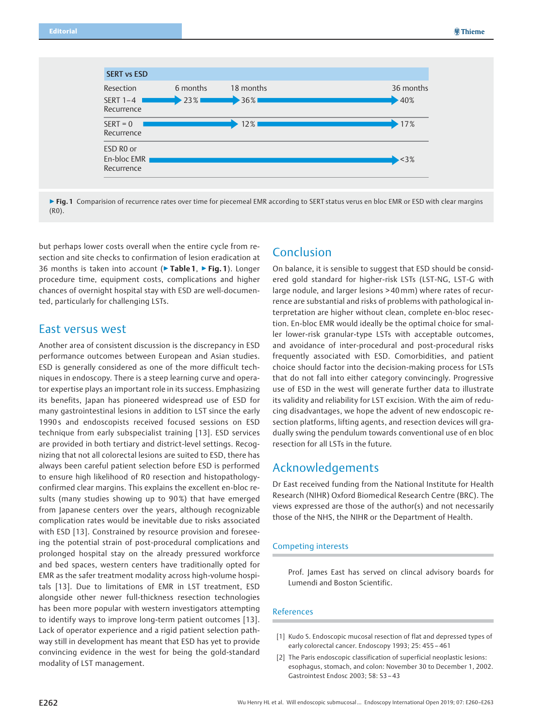SERT vs ESD

Resection 6 months 18 months 36 months

SERT 1–4 Recurrence 23 % 36 % 40 %

SERT = 0 Recurrence 12 % 17 %

ESD R0 or En-bloc EMR Recurrence <3 %

▶ **Fig. 1** Comparision of recurrence rates over time for piecemeal EMR according to SERT status verus en bloc EMR or ESD with clear margins (R0).

but perhaps lower costs overall when the entire cycle from resection and site checks to confirmation of lesion eradication at 36 months is taken into account (▶ **Table 1**, ▶ **Fig. 1**). Longer procedure time, equipment costs, complications and higher chances of overnight hospital stay with ESD are well-documented, particularly for challenging LSTs.

## East versus west

Another area of consistent discussion is the discrepancy in ESD performance outcomes between European and Asian studies. ESD is generally considered as one of the more difficult techniques in endoscopy. There is a steep learning curve and operator expertise plays an important role in its success. Emphasizing its benefits, Japan has pioneered widespread use of ESD for many gastrointestinal lesions in addition to LST since the early 1990 s and endoscopists received focused sessions on ESD technique from early subspecialist training [13]. ESD services are provided in both tertiary and district-level settings. Recognizing that not all colorectal lesions are suited to ESD, there has always been careful patient selection before ESD is performed to ensure high likelihood of R0 resection and histopathology-confirmed clear margins. This explains the excellent en-bloc results (many studies showing up to 90 %) that have emerged from Japanese centers over the years, although recognizable complication rates would be inevitable due to risks associated with ESD [13]. Constrained by resource provision and foreseeing the potential strain of post-procedural complications and prolonged hospital stay on the already pressured workforce and bed spaces, western centers have traditionally opted for EMR as the safer treatment modality across high-volume hospitals [13]. Due to limitations of EMR in LST treatment, ESD alongside other newer full-thickness resection technologies has been more popular with western investigators attempting to identify ways to improve long-term patient outcomes [13]. Lack of operator experience and a rigid patient selection pathway still in development has meant that ESD has yet to provide convincing evidence in the west for being the gold-standard modality of LST management.

## Conclusion

On balance, it is sensible to suggest that ESD should be considered gold standard for higher-risk LSTs (LST-NG, LST-G with large nodule, and larger lesions >40 mm) where rates of recurrence are substantial and risks of problems with pathological interpretation are higher without clean, complete en-bloc resection. En-bloc EMR would ideally be the optimal choice for smaller lower-risk granular-type LSTs with acceptable outcomes, and avoidance of inter-procedural and post-procedural risks frequently associated with ESD. Comorbidities, and patient choice should factor into the decision-making process for LSTs that do not fall into either category convincingly. Progressive use of ESD in the west will generate further data to illustrate its validity and reliability for LST excision. With the aim of reducing disadvantages, we hope the advent of new endoscopic resection platforms, lifting agents, and resection devices will gradually swing the pendulum towards conventional use of en bloc resection for all LSTs in the future.

## Acknowledgements

Dr East received funding from the National Institute for Health Research (NIHR) Oxford Biomedical Research Centre (BRC). The views expressed are those of the author(s) and not necessarily those of the NHS, the NIHR or the Department of Health.

### Competing interests

Prof. James East has served on clincal advisory boards for Lumendi and Boston Scientific.

### References

[1] Kudo S. Endoscopic mucosal resection of flat and depressed types of early colorectal cancer. Endoscopy 1993; 25: 455–461

[2] The Paris endoscopic classification of superficial neoplastic lesions: esophagus, stomach, and colon: November 30 to December 1, 2002. Gastrointest Endosc 2003; 58: S3–43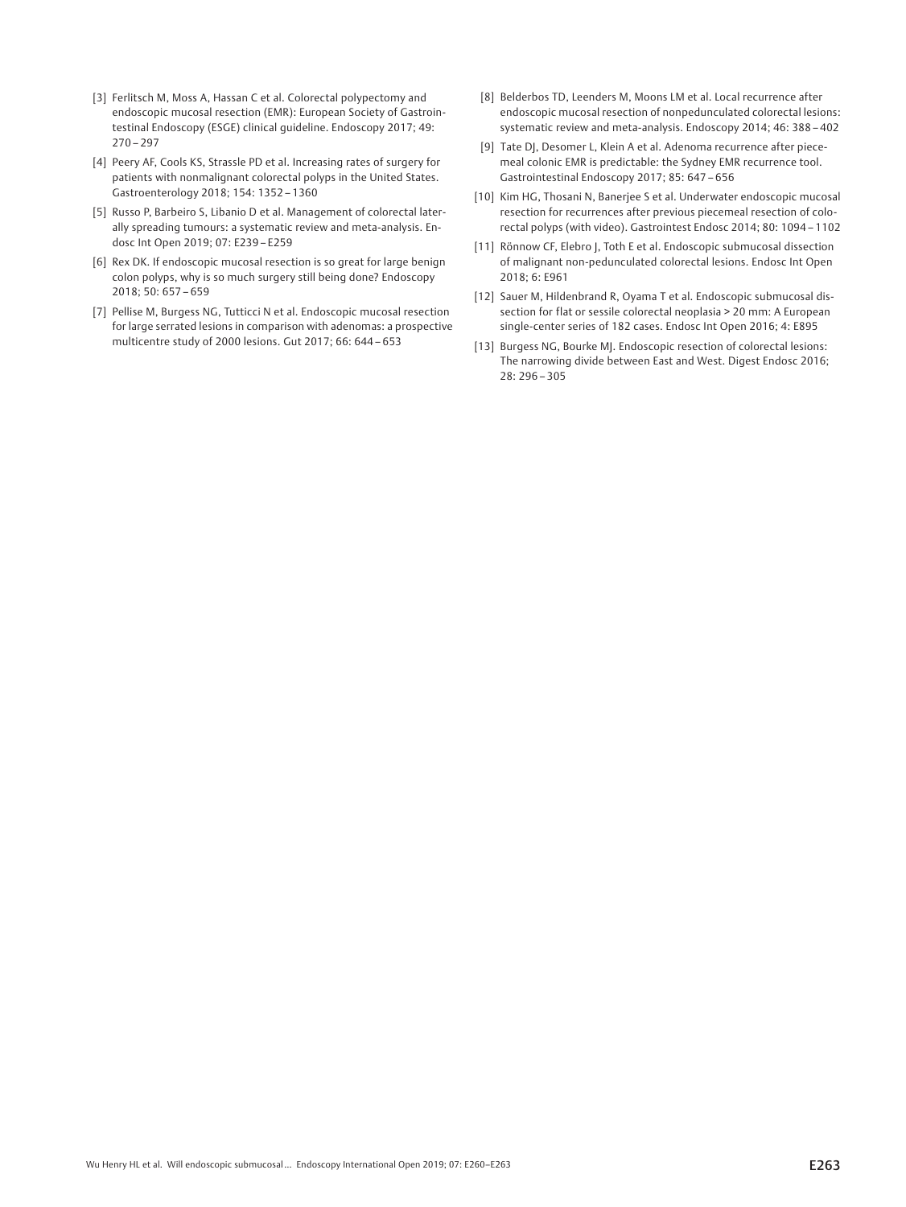[3] Ferlitsch M, Moss A, Hassan C et al. Colorectal polypectomy and endoscopic mucosal resection (EMR): European Society of Gastrointestinal Endoscopy (ESGE) clinical guideline. Endoscopy 2017; 49: 270 – 297

[4] Peery AF, Cools KS, Strassle PD et al. Increasing rates of surgery for patients with nonmalignant colorectal polyps in the United States. Gastroenterology 2018; 154: 1352 – 1360

[5] Russo P, Barbeiro S, Libanio D et al. Management of colorectal laterally spreading tumours: a systematic review and meta-analysis. Endosc Int Open 2019; 07: E239 – E259

[6] Rex DK. If endoscopic mucosal resection is so great for large benign colon polyps, why is so much surgery still being done? Endoscopy 2018; 50: 657 – 659

[7] Pellise M, Burgess NG, Tutticci N et al. Endoscopic mucosal resection for large serrated lesions in comparison with adenomas: a prospective multicentre study of 2000 lesions. Gut 2017; 66: 644 – 653

[8] Belderbos TD, Leenders M, Moons LM et al. Local recurrence after endoscopic mucosal resection of nonpedunculated colorectal lesions: systematic review and meta-analysis. Endoscopy 2014; 46: 388 – 402

[9] Tate DJ, Desomer L, Klein A et al. Adenoma recurrence after piecemeal colonic EMR is predictable: the Sydney EMR recurrence tool. Gastrointestinal Endoscopy 2017; 85: 647 – 656

[10] Kim HG, Thosani N, Banerjee S et al. Underwater endoscopic mucosal resection for recurrences after previous piecemeal resection of colorectal polyps (with video). Gastrointest Endosc 2014; 80: 1094 – 1102

[11] Rönnow CF, Elebro J, Toth E et al. Endoscopic submucosal dissection of malignant non-pedunculated colorectal lesions. Endosc Int Open 2018; 6: E961

[12] Sauer M, Hildenbrand R, Oyama T et al. Endoscopic submucosal dissection for flat or sessile colorectal neoplasia > 20 mm: A European single-center series of 182 cases. Endosc Int Open 2016; 4: E895

[13] Burgess NG, Bourke MJ. Endoscopic resection of colorectal lesions: The narrowing divide between East and West. Digest Endosc 2016; 28: 296 – 305